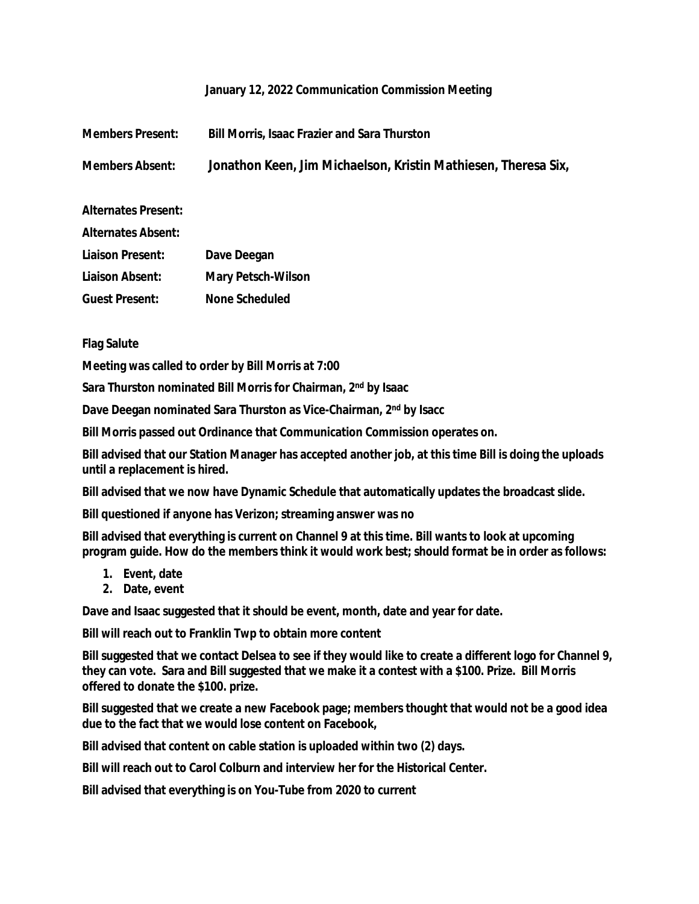**January 12, 2022 Communication Commission Meeting**

**Members Present:** Bill Morris, Isaac Frazier and Sara Thurston

**Members Absent:** Jonathon Keen, Jim Michaelson, Kristin Mathiesen, Theresa Six,

**Alternates Present:**

**Alternates Absent:**

**Liaison Present:** Dave Deegan

**Liaison Absent:** Mary Petsch-Wilson

**Guest Present:** None Scheduled

**Flag Salute**

**Meeting was called to order by Bill Morris at 7:00**

**Sara Thurston nominated Bill Morris for Chairman, 2nd by Isaac**

**Dave Deegan nominated Sara Thurston as Vice-Chairman, 2nd by Isacc**

**Bill Morris passed out Ordinance that Communication Commission operates on.**

**Bill advised that our Station Manager has accepted another job, at this time Bill is doing the uploads until a replacement is hired.**

**Bill advised that we now have Dynamic Schedule that automatically updates the broadcast slide.**

**Bill questioned if anyone has Verizon; streaming answer was no**

**Bill advised that everything is current on Channel 9 at this time. Bill wants to look at upcoming program guide. How do the members think it would work best; should format be in order as follows:**

1. **Event, date**
2. **Date, event**

**Dave and Isaac suggested that it should be event, month, date and year for date.**

**Bill will reach out to Franklin Twp to obtain more content**

**Bill suggested that we contact Delsea to see if they would like to create a different logo for Channel 9, they can vote. Sara and Bill suggested that we make it a contest with a $100. Prize. Bill Morris offered to donate the $100. prize.**

**Bill suggested that we create a new Facebook page; members thought that would not be a good idea due to the fact that we would lose content on Facebook,**

**Bill advised that content on cable station is uploaded within two (2) days.**

**Bill will reach out to Carol Colburn and interview her for the Historical Center.**

**Bill advised that everything is on You-Tube from 2020 to current**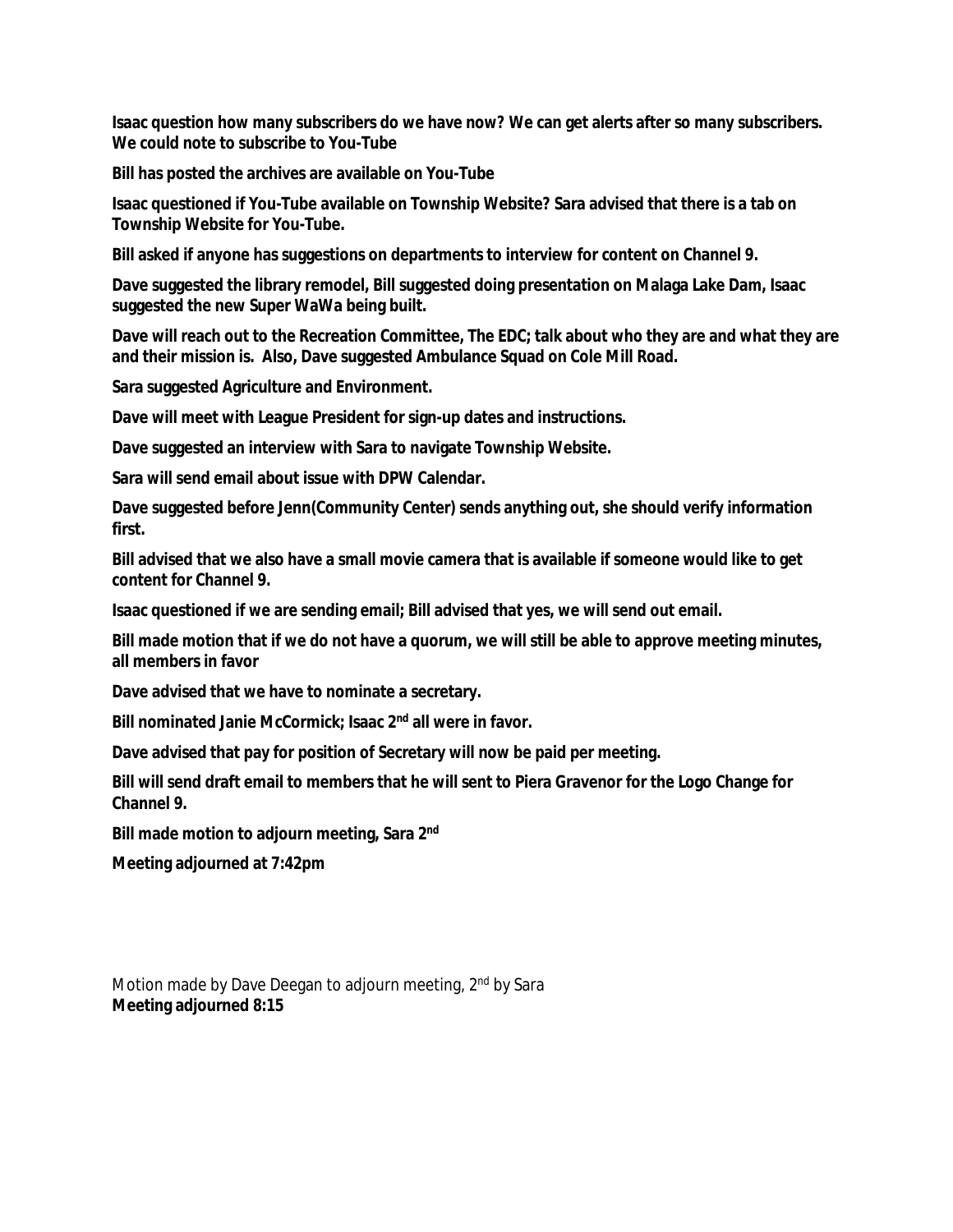**Isaac question how many subscribers do we have now? We can get alerts after so many subscribers. We could note to subscribe to You-Tube**

**Bill has posted the archives are available on You-Tube**

**Isaac questioned if You-Tube available on Township Website? Sara advised that there is a tab on Township Website for You-Tube.**

**Bill asked if anyone has suggestions on departments to interview for content on Channel 9.**

**Dave suggested the library remodel, Bill suggested doing presentation on Malaga Lake Dam, Isaac suggested the new Super WaWa being built.**

**Dave will reach out to the Recreation Committee, The EDC; talk about who they are and what they are and their mission is. Also, Dave suggested Ambulance Squad on Cole Mill Road.**

**Sara suggested Agriculture and Environment.**

**Dave will meet with League President for sign-up dates and instructions.**

**Dave suggested an interview with Sara to navigate Township Website.**

**Sara will send email about issue with DPW Calendar.**

**Dave suggested before Jenn(Community Center) sends anything out, she should verify information first.**

**Bill advised that we also have a small movie camera that is available if someone would like to get content for Channel 9.**

**Isaac questioned if we are sending email; Bill advised that yes, we will send out email.**

**Bill made motion that if we do not have a quorum, we will still be able to approve meeting minutes, all members in favor**

**Dave advised that we have to nominate a secretary.**

**Bill nominated Janie McCormick; Isaac 2nd all were in favor.**

**Dave advised that pay for position of Secretary will now be paid per meeting.**

**Bill will send draft email to members that he will sent to Piera Gravenor for the Logo Change for Channel 9.**

**Bill made motion to adjourn meeting, Sara 2nd**

**Meeting adjourned at 7:42pm**

Motion made by Dave Deegan to adjourn meeting, 2nd by Sara

**Meeting adjourned 8:15**